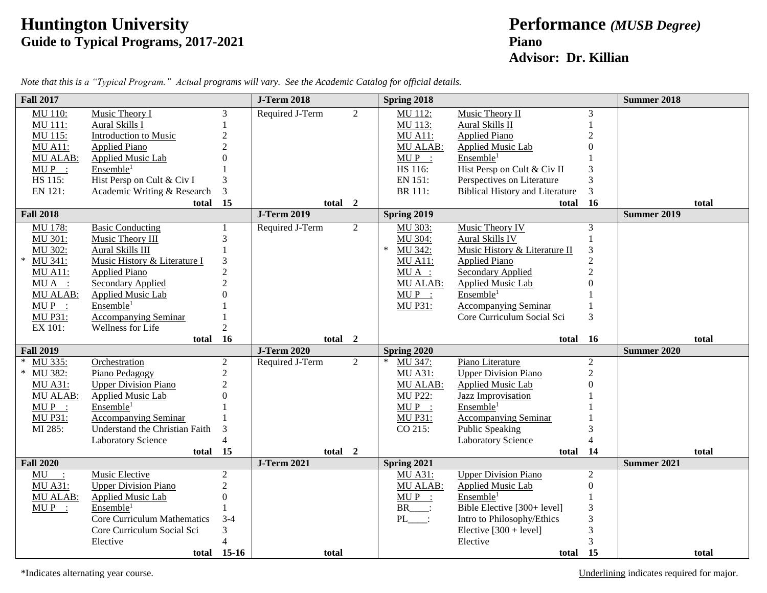# Huntington University
## Guide to Typical Programs, 2017-2021

# Performance *(MUSB Degree)*
## Piano
## Advisor: Dr. Killian

*Note that this is a "Typical Program." Actual programs will vary. See the Academic Catalog for official details.*

| Fall 2017 | | | J-Term 2018 | | Spring 2018 | | | Summer 2018 |
|---|---|---|---|---|---|---|---|---|
| MU 110: | Music Theory I | 3 | Required J-Term | 2 | MU 112: | Music Theory II | 3 | |
| MU 111: | Aural Skills I | 1 | | | MU 113: | Aural Skills II | 1 | |
| MU 115: | Introduction to Music | 2 | | | MU A11: | Applied Piano | 2 | |
| MU A11: | Applied Piano | 2 | | | MU ALAB: | Applied Music Lab | 0 | |
| MU ALAB: | Applied Music Lab | 0 | | | MU P __: | Ensemble[1] | 1 | |
| MU P __: | Ensemble[1] | 1 | | | HS 116: | Hist Persp on Cult & Civ II | 3 | |
| HS 115: | Hist Persp on Cult & Civ I | 3 | | | EN 151: | Perspectives on Literature | 3 | |
| EN 121: | Academic Writing & Research | 3 | | | BR 111: | Biblical History and Literature | 3 | |
| | **total** | **15** | **total** | **2** | | **total** | **16** | **total** |

| Fall 2018 | | | J-Term 2019 | | Spring 2019 | | | Summer 2019 |
|---|---|---|---|---|---|---|---|---|
| MU 178: | Basic Conducting | 1 | Required J-Term | 2 | MU 303: | Music Theory IV | 3 | |
| MU 301: | Music Theory III | 3 | | | MU 304: | Aural Skills IV | 1 | |
| MU 302: | Aural Skills III | 1 | | | * MU 342: | Music History & Literature II | 3 | |
| * MU 341: | Music History & Literature I | 3 | | | MU A11: | Applied Piano | 2 | |
| MU A11: | Applied Piano | 2 | | | MU A __: | Secondary Applied | 2 | |
| MU A __: | Secondary Applied | 2 | | | MU ALAB: | Applied Music Lab | 0 | |
| MU ALAB: | Applied Music Lab | 0 | | | MU P __: | Ensemble[1] | 1 | |
| MU P __: | Ensemble[1] | 1 | | | MU P31: | Accompanying Seminar | 1 | |
| MU P31: | Accompanying Seminar | 1 | | | | Core Curriculum Social Sci | 3 | |
| EX 101: | Wellness for Life | 2 | | | | | | |
| | **total** | **16** | **total** | **2** | | **total** | **16** | **total** |

| Fall 2019 | | | J-Term 2020 | | Spring 2020 | | | Summer 2020 |
|---|---|---|---|---|---|---|---|---|
| * MU 335: | Orchestration | 2 | Required J-Term | 2 | * MU 347: | Piano Literature | 2 | |
| * MU 382: | Piano Pedagogy | 2 | | | MU A31: | Upper Division Piano | 2 | |
| MU A31: | Upper Division Piano | 2 | | | MU ALAB: | Applied Music Lab | 0 | |
| MU ALAB: | Applied Music Lab | 0 | | | MU P22: | Jazz Improvisation | 1 | |
| MU P __: | Ensemble[1] | 1 | | | MU P __: | Ensemble[1] | 1 | |
| MU P31: | Accompanying Seminar | 1 | | | MU P31: | Accompanying Seminar | 1 | |
| MI 285: | Understand the Christian Faith | 3 | | | CO 215: | Public Speaking | 3 | |
| | Laboratory Science | 4 | | | | Laboratory Science | 4 | |
| | **total** | **15** | **total** | **2** | | **total** | **14** | **total** |

| Fall 2020 | | | J-Term 2021 | | Spring 2021 | | | Summer 2021 |
|---|---|---|---|---|---|---|---|---|
| MU __: | Music Elective | 2 | | | MU A31: | Upper Division Piano | 2 | |
| MU A31: | Upper Division Piano | 2 | | | MU ALAB: | Applied Music Lab | 0 | |
| MU ALAB: | Applied Music Lab | 0 | | | MU P __: | Ensemble[1] | 1 | |
| MU P __: | Ensemble[1] | 1 | | | BR____: | Bible Elective [300+ level] | 3 | |
| | Core Curriculum Mathematics | 3-4 | | | PL____: | Intro to Philosophy/Ethics | 3 | |
| | Core Curriculum Social Sci | 3 | | | | Elective [300 + level] | 3 | |
| | Elective | 4 | | | | Elective | 3 | |
| | **total** | **15-16** | **total** | | | **total** | **15** | **total** |

*Indicates alternating year course.

Underlining indicates required for major.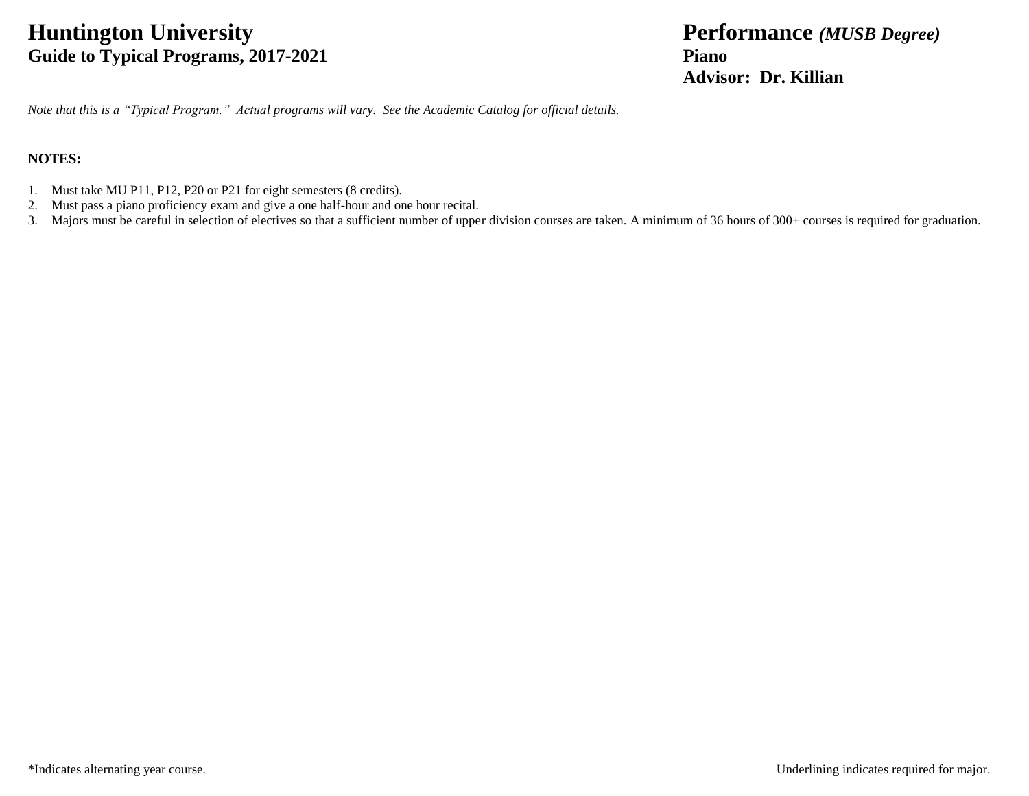# Huntington University
**Guide to Typical Programs, 2017-2021**

# Performance *(MUSB Degree)*
**Piano**
**Advisor: Dr. Killian**

*Note that this is a "Typical Program." Actual programs will vary. See the Academic Catalog for official details.*

**NOTES:**

1. Must take MU P11, P12, P20 or P21 for eight semesters (8 credits).
2. Must pass a piano proficiency exam and give a one half-hour and one hour recital.
3. Majors must be careful in selection of electives so that a sufficient number of upper division courses are taken. A minimum of 36 hours of 300+ courses is required for graduation.

*Indicates alternating year course.

Underlining indicates required for major.